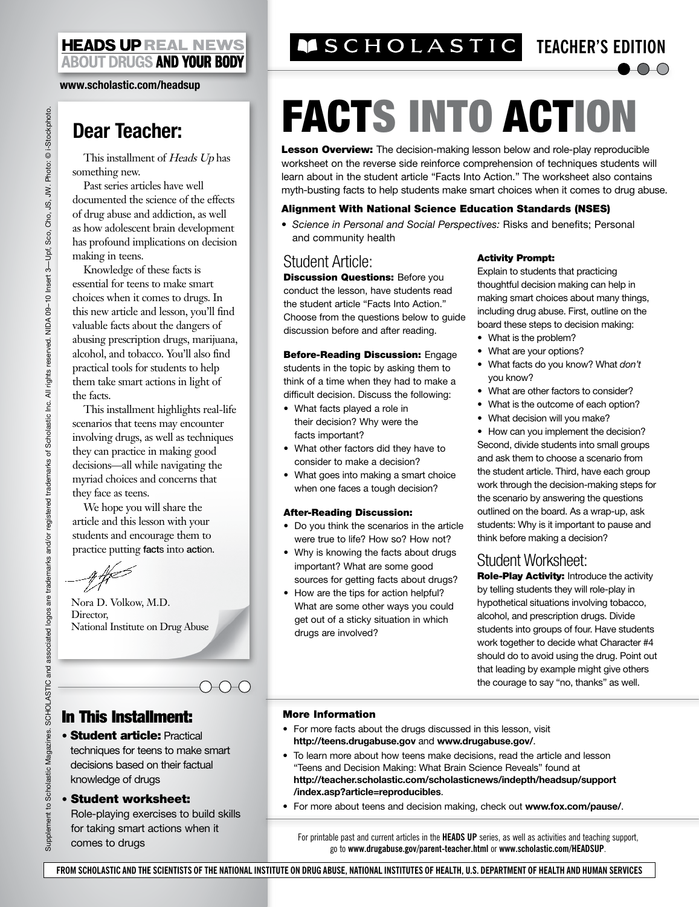**HEADS UP REAL NEWS ABOUT DRUGS AND YOUR BODY**

www.scholastic.com/headsup

SCHOLASTIC TEACHER'S EDITION

# FACTS INTO ACTION

**Lesson Overview:** The decision-making lesson below and role-play reproducible worksheet on the reverse side reinforce comprehension of techniques students will learn about in the student article "Facts Into Action." The worksheet also contains myth-busting facts to help students make smart choices when it comes to drug abuse.

**Alignment With National Science Education Standards (NSES)**

- *Science in Personal and Social Perspectives:* Risks and benefits; Personal and community health

## Dear Teacher:

This installment of *Heads Up* has something new.

Past series articles have well documented the science of the effects of drug abuse and addiction, as well as how adolescent brain development has profound implications on decision making in teens.

Knowledge of these facts is essential for teens to make smart choices when it comes to drugs. In this new article and lesson, you'll find valuable facts about the dangers of abusing prescription drugs, marijuana, alcohol, and tobacco. You'll also find practical tools for students to help them take smart actions in light of the facts.

This installment highlights real-life scenarios that teens may encounter involving drugs, as well as techniques they can practice in making good decisions—all while navigating the myriad choices and concerns that they face as teens.

We hope you will share the article and this lesson with your students and encourage them to practice putting facts into action.

Nora D. Volkow, M.D.
Director,
National Institute on Drug Abuse

## In This Installment:

- **Student article:** Practical techniques for teens to make smart decisions based on their factual knowledge of drugs
- **Student worksheet:** Role-playing exercises to build skills for taking smart actions when it comes to drugs

## Student Article:

**Discussion Questions:** Before you conduct the lesson, have students read the student article "Facts Into Action." Choose from the questions below to guide discussion before and after reading.

**Before-Reading Discussion:** Engage students in the topic by asking them to think of a time when they had to make a difficult decision. Discuss the following:

- What facts played a role in their decision? Why were the facts important?
- What other factors did they have to consider to make a decision?
- What goes into making a smart choice when one faces a tough decision?

**After-Reading Discussion:**

- Do you think the scenarios in the article were true to life? How so? How not?
- Why is knowing the facts about drugs important? What are some good sources for getting facts about drugs?
- How are the tips for action helpful? What are some other ways you could get out of a sticky situation in which drugs are involved?

**Activity Prompt:**

Explain to students that practicing thoughtful decision making can help in making smart choices about many things, including drug abuse. First, outline on the board these steps to decision making:

- What is the problem?
- What are your options?
- What facts do you know? What *don't* you know?
- What are other factors to consider?
- What is the outcome of each option?
- What decision will you make?
- How can you implement the decision?

Second, divide students into small groups and ask them to choose a scenario from the student article. Third, have each group work through the decision-making steps for the scenario by answering the questions outlined on the board. As a wrap-up, ask students: Why is it important to pause and think before making a decision?

## Student Worksheet:

**Role-Play Activity:** Introduce the activity by telling students they will role-play in hypothetical situations involving tobacco, alcohol, and prescription drugs. Divide students into groups of four. Have students work together to decide what Character #4 should do to avoid using the drug. Point out that leading by example might give others the courage to say "no, thanks" as well.

**More Information**

- For more facts about the drugs discussed in this lesson, visit **http://teens.drugabuse.gov** and **www.drugabuse.gov/**.
- To learn more about how teens make decisions, read the article and lesson "Teens and Decision Making: What Brain Science Reveals" found at **http://teacher.scholastic.com/scholasticnews/indepth/headsup/support/index.asp?article=reproducibles**.
- For more about teens and decision making, check out **www.fox.com/pause/**.

For printable past and current articles in the **HEADS UP** series, as well as activities and teaching support, go to **www.drugabuse.gov/parent-teacher.html** or **www.scholastic.com/HEADSUP**.

Supplement to Scholastic Magazines. SCHOLASTIC and associated logos are trademarks and/or registered trademarks of Scholastic Inc. All rights reserved. NIDA 09–10 Insert 3—Upf, Sco, Cho, JS, JW. Photo: © i-Stockphoto.

FROM SCHOLASTIC AND THE SCIENTISTS OF THE NATIONAL INSTITUTE ON DRUG ABUSE, NATIONAL INSTITUTES OF HEALTH, U.S. DEPARTMENT OF HEALTH AND HUMAN SERVICES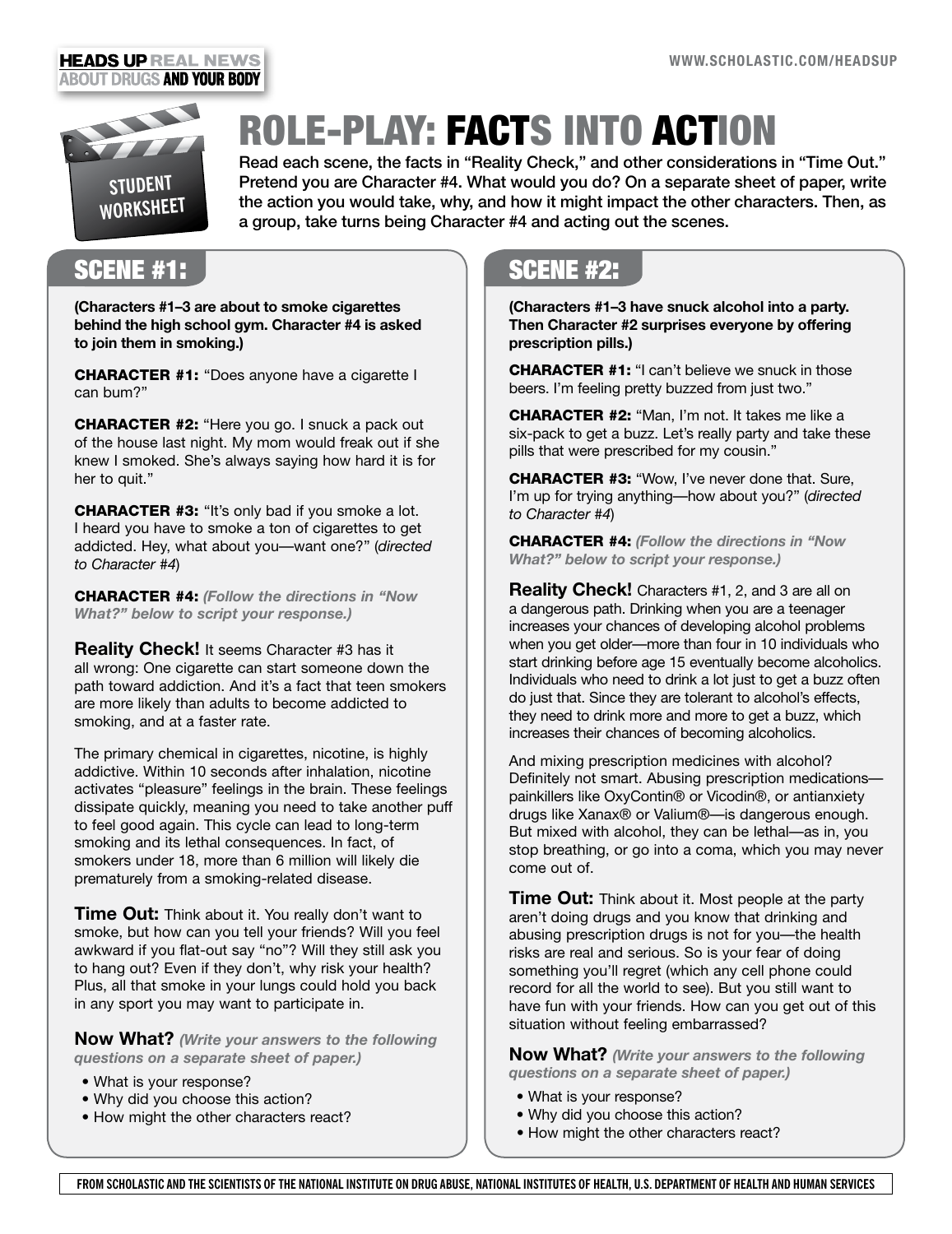HEADS UP REAL NEWS ABOUT DRUGS AND YOUR BODY

STUDENT WORKSHEET

# ROLE-PLAY: FACTS INTO ACTION

Read each scene, the facts in "Reality Check," and other considerations in "Time Out." Pretend you are Character #4. What would you do? On a separate sheet of paper, write the action you would take, why, and how it might impact the other characters. Then, as a group, take turns being Character #4 and acting out the scenes.

## SCENE #1:

**(Characters #1–3 are about to smoke cigarettes behind the high school gym. Character #4 is asked to join them in smoking.)**

**CHARACTER #1:** "Does anyone have a cigarette I can bum?"

**CHARACTER #2:** "Here you go. I snuck a pack out of the house last night. My mom would freak out if she knew I smoked. She's always saying how hard it is for her to quit."

**CHARACTER #3:** "It's only bad if you smoke a lot. I heard you have to smoke a ton of cigarettes to get addicted. Hey, what about you—want one?" (*directed to Character #4*)

**CHARACTER #4:** ***(Follow the directions in "Now What?" below to script your response.)***

**Reality Check!** It seems Character #3 has it all wrong: One cigarette can start someone down the path toward addiction. And it's a fact that teen smokers are more likely than adults to become addicted to smoking, and at a faster rate.

The primary chemical in cigarettes, nicotine, is highly addictive. Within 10 seconds after inhalation, nicotine activates "pleasure" feelings in the brain. These feelings dissipate quickly, meaning you need to take another puff to feel good again. This cycle can lead to long-term smoking and its lethal consequences. In fact, of smokers under 18, more than 6 million will likely die prematurely from a smoking-related disease.

**Time Out:** Think about it. You really don't want to smoke, but how can you tell your friends? Will you feel awkward if you flat-out say "no"? Will they still ask you to hang out? Even if they don't, why risk your health? Plus, all that smoke in your lungs could hold you back in any sport you may want to participate in.

**Now What?** *(Write your answers to the following questions on a separate sheet of paper.)*

- What is your response?
- Why did you choose this action?
- How might the other characters react?

## SCENE #2:

**(Characters #1–3 have snuck alcohol into a party. Then Character #2 surprises everyone by offering prescription pills.)**

**CHARACTER #1:** "I can't believe we snuck in those beers. I'm feeling pretty buzzed from just two."

**CHARACTER #2:** "Man, I'm not. It takes me like a six-pack to get a buzz. Let's really party and take these pills that were prescribed for my cousin."

**CHARACTER #3:** "Wow, I've never done that. Sure, I'm up for trying anything—how about you?" (*directed to Character #4*)

**CHARACTER #4:** ***(Follow the directions in "Now What?" below to script your response.)***

**Reality Check!** Characters #1, 2, and 3 are all on a dangerous path. Drinking when you are a teenager increases your chances of developing alcohol problems when you get older—more than four in 10 individuals who start drinking before age 15 eventually become alcoholics. Individuals who need to drink a lot just to get a buzz often do just that. Since they are tolerant to alcohol's effects, they need to drink more and more to get a buzz, which increases their chances of becoming alcoholics.

And mixing prescription medicines with alcohol? Definitely not smart. Abusing prescription medications—painkillers like OxyContin® or Vicodin®, or antianxiety drugs like Xanax® or Valium®—is dangerous enough. But mixed with alcohol, they can be lethal—as in, you stop breathing, or go into a coma, which you may never come out of.

**Time Out:** Think about it. Most people at the party aren't doing drugs and you know that drinking and abusing prescription drugs is not for you—the health risks are real and serious. So is your fear of doing something you'll regret (which any cell phone could record for all the world to see). But you still want to have fun with your friends. How can you get out of this situation without feeling embarrassed?

**Now What?** *(Write your answers to the following questions on a separate sheet of paper.)*

- What is your response?
- Why did you choose this action?
- How might the other characters react?

FROM SCHOLASTIC AND THE SCIENTISTS OF THE NATIONAL INSTITUTE ON DRUG ABUSE, NATIONAL INSTITUTES OF HEALTH, U.S. DEPARTMENT OF HEALTH AND HUMAN SERVICES